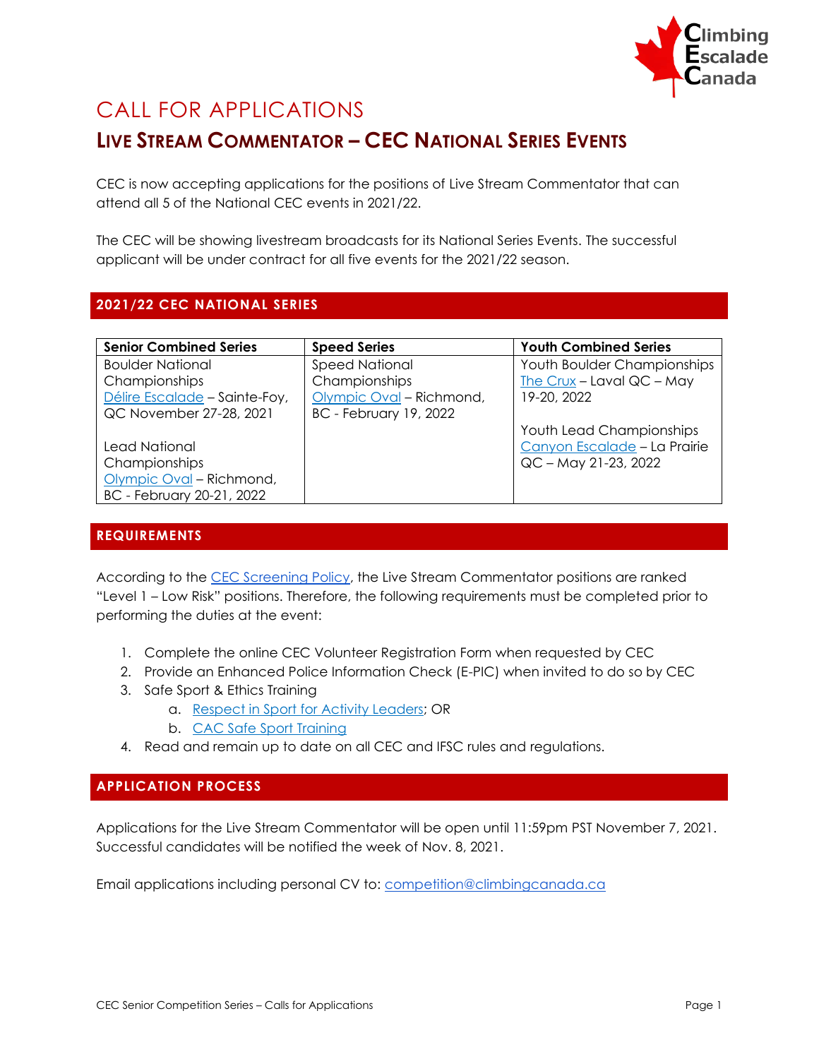# CALL FOR APPLICATIONS

## LIVE STREAM COMMENTATOR – CEC NATIONAL SERIES EVENTS

CEC is now accepting applications for the positions of Live Stream Commentator that can attend all 5 of the National CEC events in 2021/22.

The CEC will be showing livestream broadcasts for its National Series Events. The successful applicant will be under contract for all five events for the 2021/22 season.

### 2021/22 CEC NATIONAL SERIES

| Senior Combined Series | Speed Series | Youth Combined Series |
|---|---|---|
| Boulder National Championships Délire Escalade – Sainte-Foy, QC November 27-28, 2021<br><br>Lead National Championships Olympic Oval – Richmond, BC - February 20-21, 2022 | Speed National Championships Olympic Oval – Richmond, BC - February 19, 2022 | Youth Boulder Championships The Crux – Laval QC – May 19-20, 2022<br><br>Youth Lead Championships Canyon Escalade – La Prairie QC – May 21-23, 2022 |

### REQUIREMENTS

According to the CEC Screening Policy, the Live Stream Commentator positions are ranked "Level 1 – Low Risk" positions. Therefore, the following requirements must be completed prior to performing the duties at the event:

1. Complete the online CEC Volunteer Registration Form when requested by CEC
2. Provide an Enhanced Police Information Check (E-PIC) when invited to do so by CEC
3. Safe Sport & Ethics Training
   a. Respect in Sport for Activity Leaders; OR
   b. CAC Safe Sport Training
4. Read and remain up to date on all CEC and IFSC rules and regulations.

### APPLICATION PROCESS

Applications for the Live Stream Commentator will be open until 11:59pm PST November 7, 2021. Successful candidates will be notified the week of Nov. 8, 2021.

Email applications including personal CV to: competition@climbingcanada.ca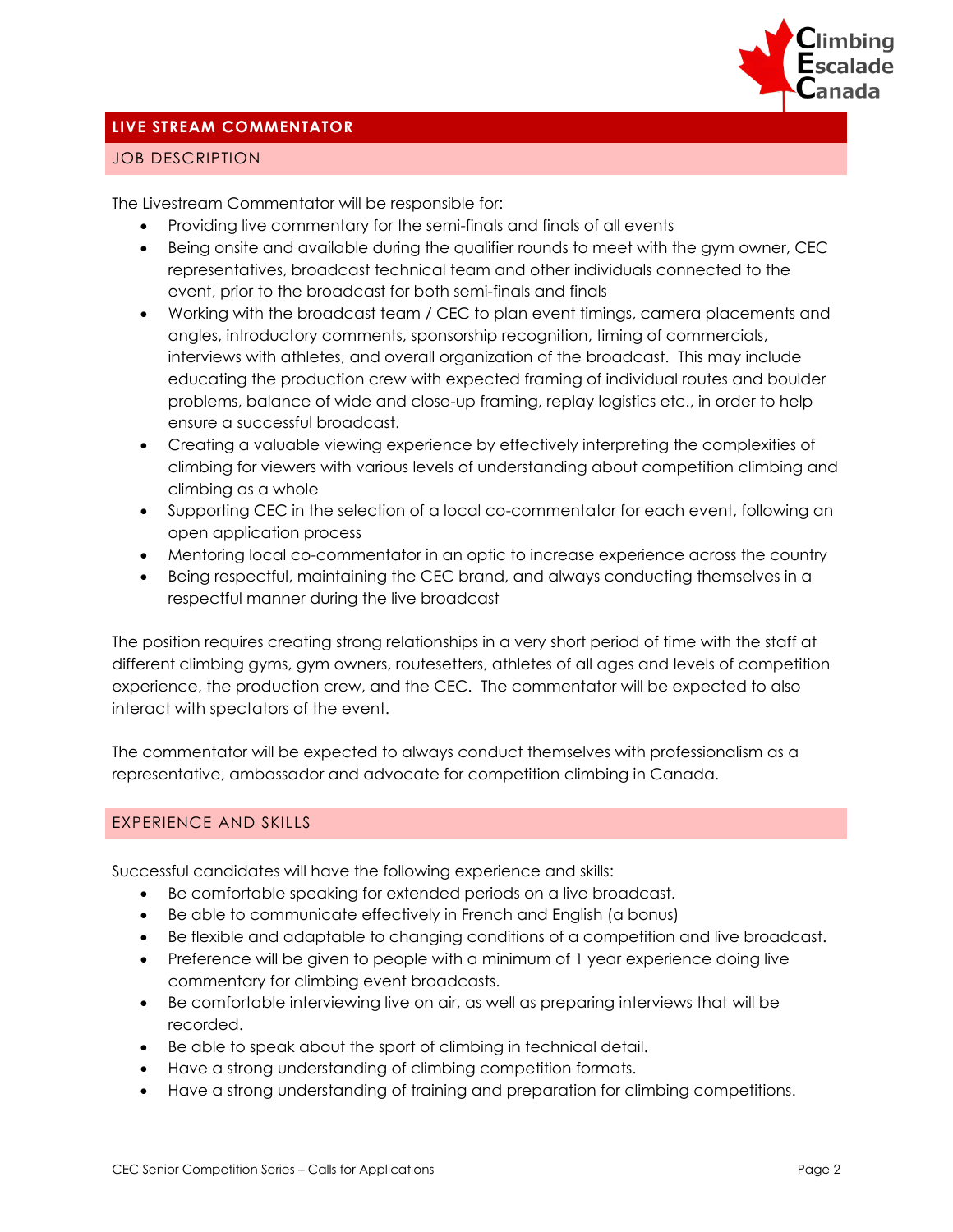## LIVE STREAM COMMENTATOR

### JOB DESCRIPTION

The Livestream Commentator will be responsible for:

- Providing live commentary for the semi-finals and finals of all events
- Being onsite and available during the qualifier rounds to meet with the gym owner, CEC representatives, broadcast technical team and other individuals connected to the event, prior to the broadcast for both semi-finals and finals
- Working with the broadcast team / CEC to plan event timings, camera placements and angles, introductory comments, sponsorship recognition, timing of commercials, interviews with athletes, and overall organization of the broadcast. This may include educating the production crew with expected framing of individual routes and boulder problems, balance of wide and close-up framing, replay logistics etc., in order to help ensure a successful broadcast.
- Creating a valuable viewing experience by effectively interpreting the complexities of climbing for viewers with various levels of understanding about competition climbing and climbing as a whole
- Supporting CEC in the selection of a local co-commentator for each event, following an open application process
- Mentoring local co-commentator in an optic to increase experience across the country
- Being respectful, maintaining the CEC brand, and always conducting themselves in a respectful manner during the live broadcast

The position requires creating strong relationships in a very short period of time with the staff at different climbing gyms, gym owners, routesetters, athletes of all ages and levels of competition experience, the production crew, and the CEC. The commentator will be expected to also interact with spectators of the event.

The commentator will be expected to always conduct themselves with professionalism as a representative, ambassador and advocate for competition climbing in Canada.

### EXPERIENCE AND SKILLS

Successful candidates will have the following experience and skills:

- Be comfortable speaking for extended periods on a live broadcast.
- Be able to communicate effectively in French and English (a bonus)
- Be flexible and adaptable to changing conditions of a competition and live broadcast.
- Preference will be given to people with a minimum of 1 year experience doing live commentary for climbing event broadcasts.
- Be comfortable interviewing live on air, as well as preparing interviews that will be recorded.
- Be able to speak about the sport of climbing in technical detail.
- Have a strong understanding of climbing competition formats.
- Have a strong understanding of training and preparation for climbing competitions.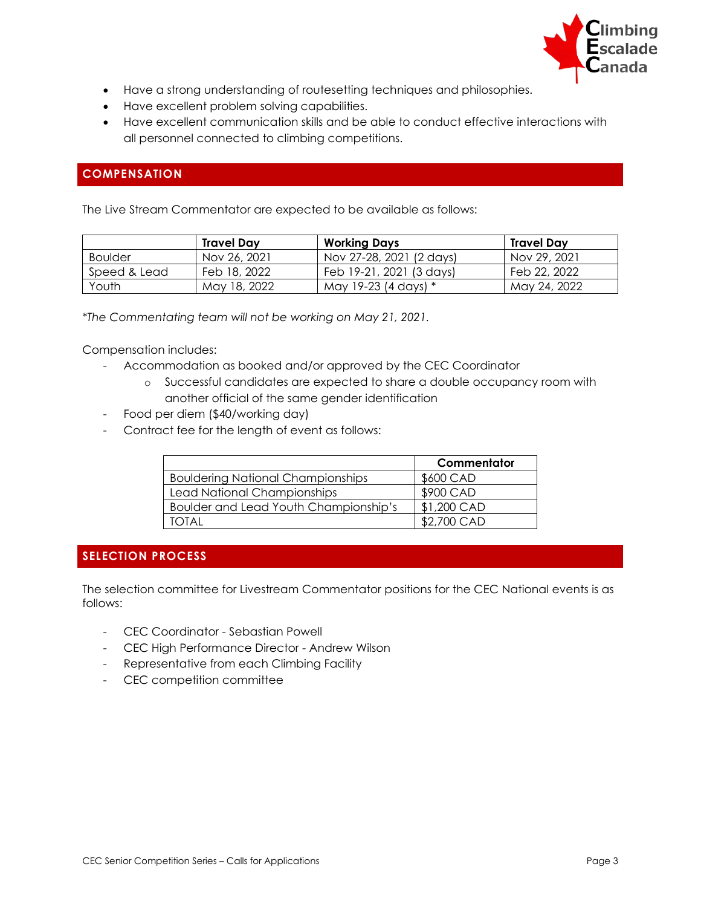- Have a strong understanding of routesetting techniques and philosophies.
- Have excellent problem solving capabilities.
- Have excellent communication skills and be able to conduct effective interactions with all personnel connected to climbing competitions.

## COMPENSATION

The Live Stream Commentator are expected to be available as follows:

| | **Travel Day** | **Working Days** | **Travel Day** |
|---|---|---|---|
| Boulder | Nov 26, 2021 | Nov 27-28, 2021 (2 days) | Nov 29, 2021 |
| Speed & Lead | Feb 18, 2022 | Feb 19-21, 2021 (3 days) | Feb 22, 2022 |
| Youth | May 18, 2022 | May 19-23 (4 days) * | May 24, 2022 |

*\*The Commentating team will not be working on May 21, 2021.*

Compensation includes:

- Accommodation as booked and/or approved by the CEC Coordinator
  - Successful candidates are expected to share a double occupancy room with another official of the same gender identification
- Food per diem ($40/working day)
- Contract fee for the length of event as follows:

| | **Commentator** |
|---|---|
| Bouldering National Championships | $600 CAD |
| Lead National Championships | $900 CAD |
| Boulder and Lead Youth Championship's | $1,200 CAD |
| TOTAL | $2,700 CAD |

## SELECTION PROCESS

The selection committee for Livestream Commentator positions for the CEC National events is as follows:

- CEC Coordinator - Sebastian Powell
- CEC High Performance Director - Andrew Wilson
- Representative from each Climbing Facility
- CEC competition committee